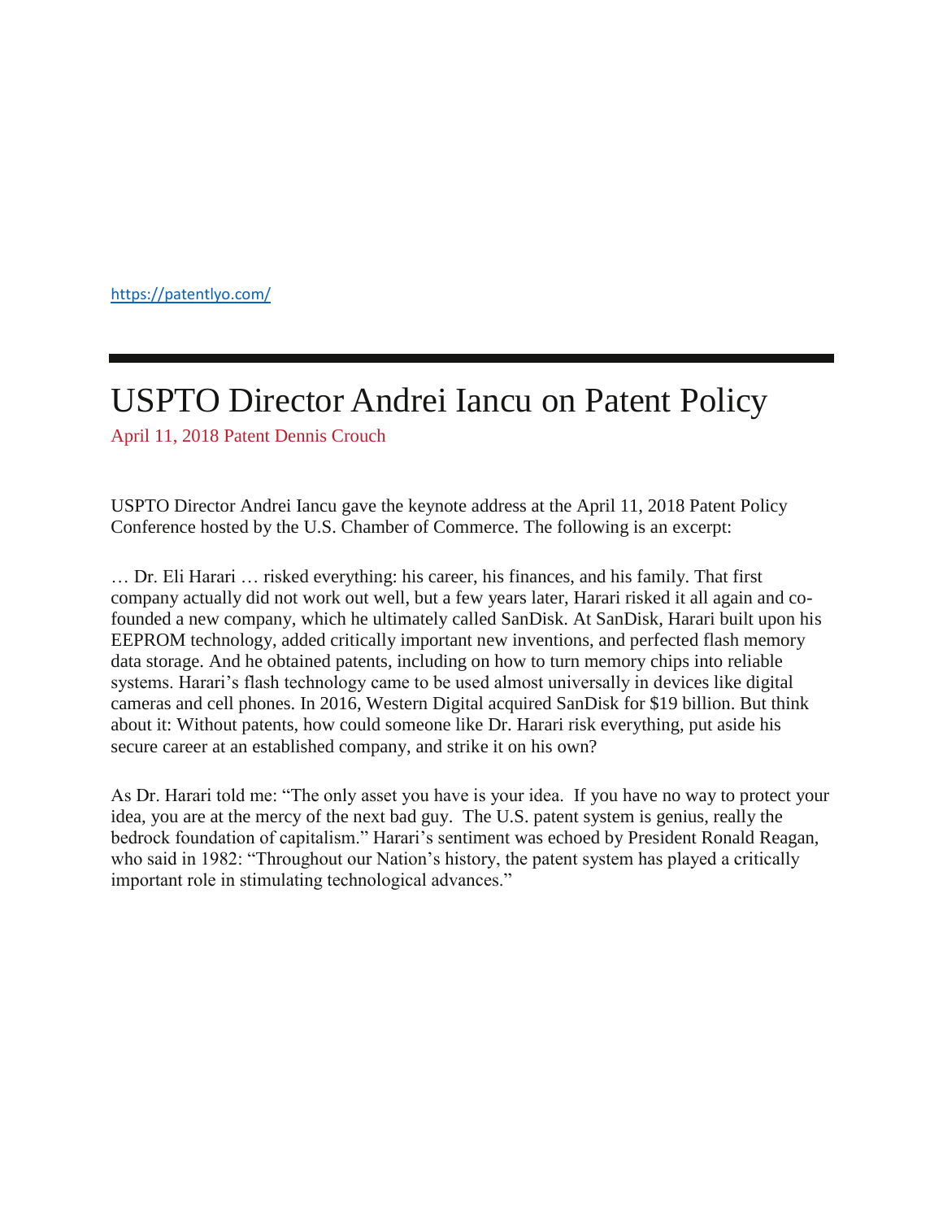https://patentlyo.com/

---

# USPTO Director Andrei Iancu on Patent Policy

April 11, 2018 Patent Dennis Crouch

USPTO Director Andrei Iancu gave the keynote address at the April 11, 2018 Patent Policy Conference hosted by the U.S. Chamber of Commerce. The following is an excerpt:

… Dr. Eli Harari … risked everything: his career, his finances, and his family. That first company actually did not work out well, but a few years later, Harari risked it all again and co-founded a new company, which he ultimately called SanDisk. At SanDisk, Harari built upon his EEPROM technology, added critically important new inventions, and perfected flash memory data storage. And he obtained patents, including on how to turn memory chips into reliable systems. Harari's flash technology came to be used almost universally in devices like digital cameras and cell phones. In 2016, Western Digital acquired SanDisk for $19 billion. But think about it: Without patents, how could someone like Dr. Harari risk everything, put aside his secure career at an established company, and strike it on his own?

As Dr. Harari told me: "The only asset you have is your idea. If you have no way to protect your idea, you are at the mercy of the next bad guy. The U.S. patent system is genius, really the bedrock foundation of capitalism." Harari's sentiment was echoed by President Ronald Reagan, who said in 1982: "Throughout our Nation's history, the patent system has played a critically important role in stimulating technological advances."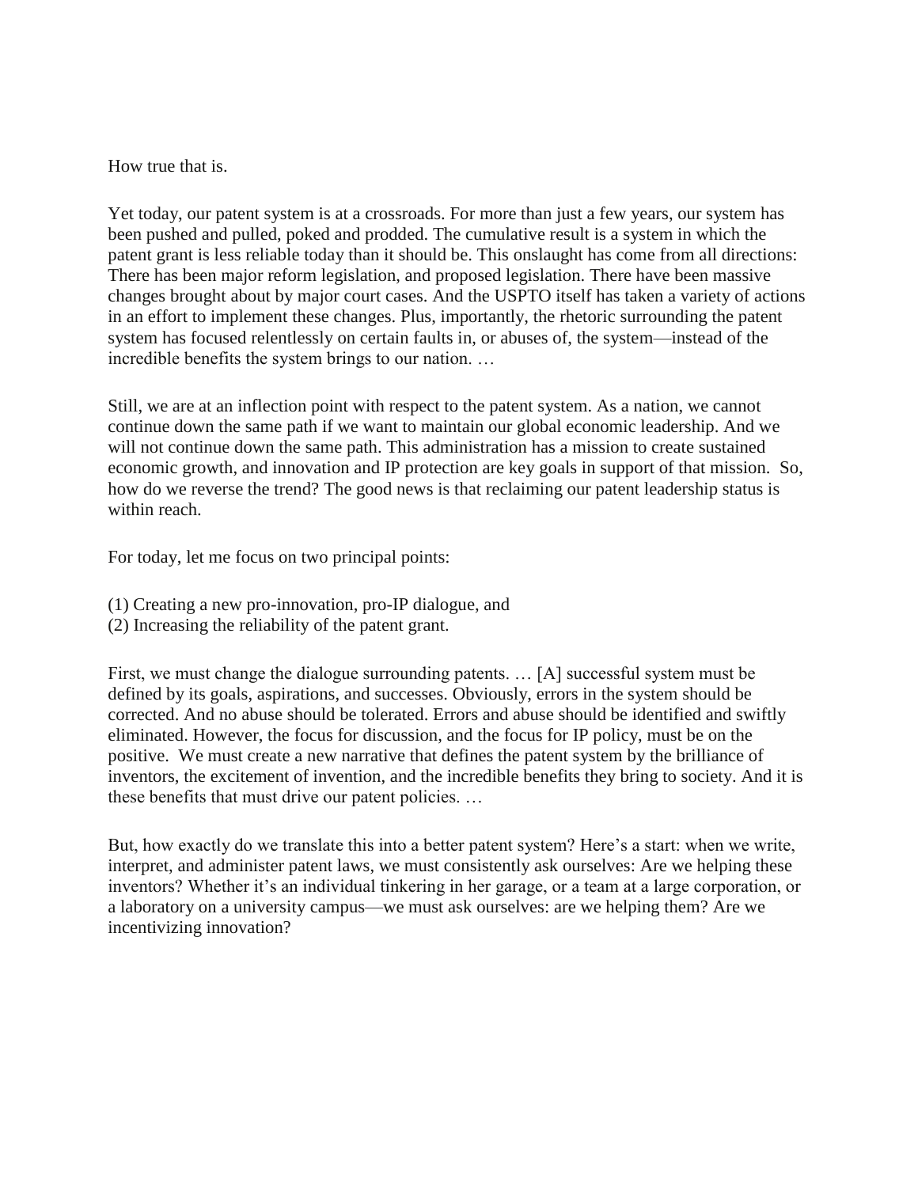How true that is.

Yet today, our patent system is at a crossroads. For more than just a few years, our system has been pushed and pulled, poked and prodded. The cumulative result is a system in which the patent grant is less reliable today than it should be. This onslaught has come from all directions: There has been major reform legislation, and proposed legislation. There have been massive changes brought about by major court cases. And the USPTO itself has taken a variety of actions in an effort to implement these changes. Plus, importantly, the rhetoric surrounding the patent system has focused relentlessly on certain faults in, or abuses of, the system—instead of the incredible benefits the system brings to our nation. …

Still, we are at an inflection point with respect to the patent system. As a nation, we cannot continue down the same path if we want to maintain our global economic leadership. And we will not continue down the same path. This administration has a mission to create sustained economic growth, and innovation and IP protection are key goals in support of that mission. So, how do we reverse the trend? The good news is that reclaiming our patent leadership status is within reach.

For today, let me focus on two principal points:

(1) Creating a new pro-innovation, pro-IP dialogue, and
(2) Increasing the reliability of the patent grant.

First, we must change the dialogue surrounding patents. … [A] successful system must be defined by its goals, aspirations, and successes. Obviously, errors in the system should be corrected. And no abuse should be tolerated. Errors and abuse should be identified and swiftly eliminated. However, the focus for discussion, and the focus for IP policy, must be on the positive. We must create a new narrative that defines the patent system by the brilliance of inventors, the excitement of invention, and the incredible benefits they bring to society. And it is these benefits that must drive our patent policies. …

But, how exactly do we translate this into a better patent system? Here's a start: when we write, interpret, and administer patent laws, we must consistently ask ourselves: Are we helping these inventors? Whether it's an individual tinkering in her garage, or a team at a large corporation, or a laboratory on a university campus—we must ask ourselves: are we helping them? Are we incentivizing innovation?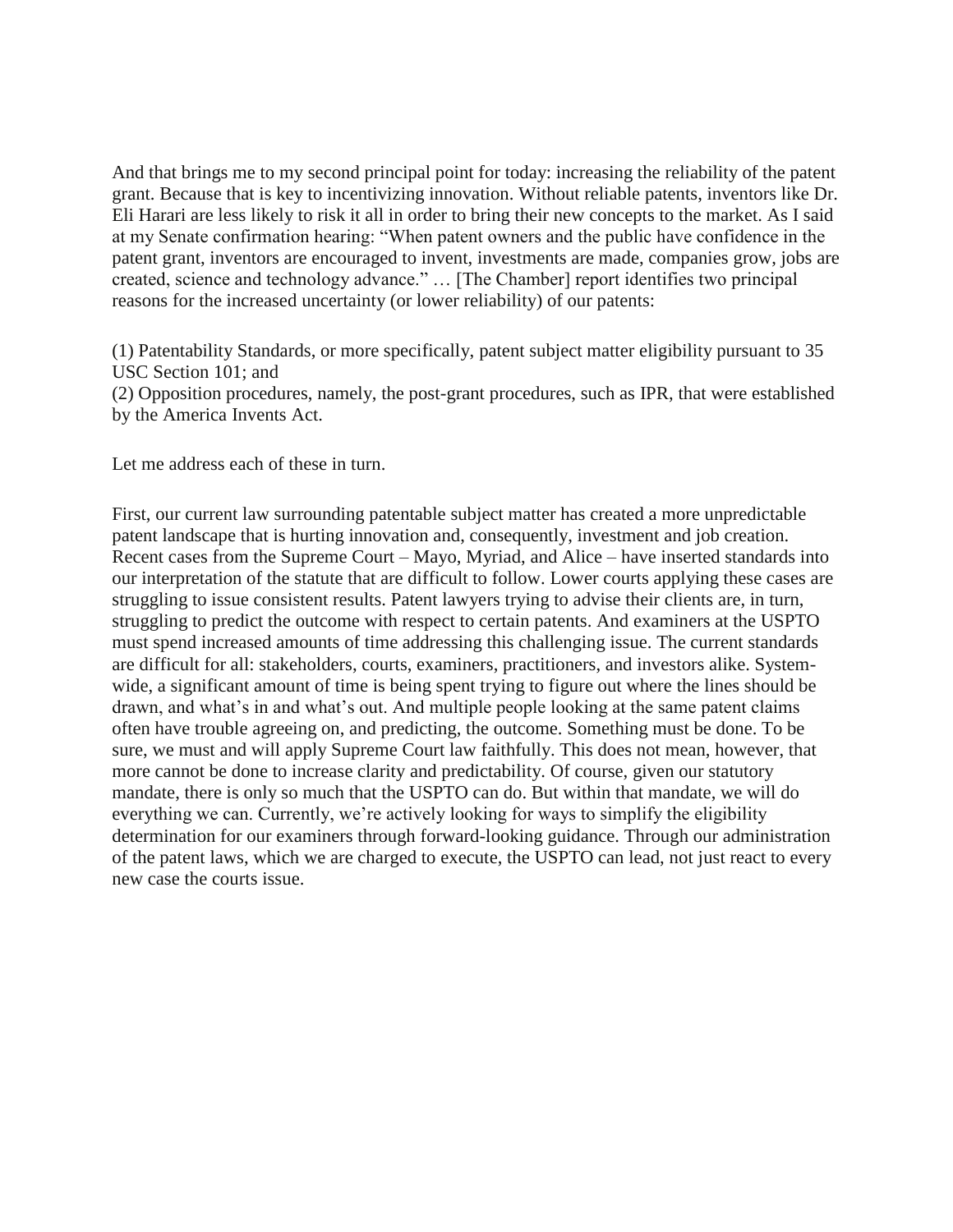And that brings me to my second principal point for today: increasing the reliability of the patent grant. Because that is key to incentivizing innovation. Without reliable patents, inventors like Dr. Eli Harari are less likely to risk it all in order to bring their new concepts to the market. As I said at my Senate confirmation hearing: "When patent owners and the public have confidence in the patent grant, inventors are encouraged to invent, investments are made, companies grow, jobs are created, science and technology advance." … [The Chamber] report identifies two principal reasons for the increased uncertainty (or lower reliability) of our patents:

(1) Patentability Standards, or more specifically, patent subject matter eligibility pursuant to 35 USC Section 101; and
(2) Opposition procedures, namely, the post-grant procedures, such as IPR, that were established by the America Invents Act.

Let me address each of these in turn.

First, our current law surrounding patentable subject matter has created a more unpredictable patent landscape that is hurting innovation and, consequently, investment and job creation. Recent cases from the Supreme Court – Mayo, Myriad, and Alice – have inserted standards into our interpretation of the statute that are difficult to follow. Lower courts applying these cases are struggling to issue consistent results. Patent lawyers trying to advise their clients are, in turn, struggling to predict the outcome with respect to certain patents. And examiners at the USPTO must spend increased amounts of time addressing this challenging issue. The current standards are difficult for all: stakeholders, courts, examiners, practitioners, and investors alike. System-wide, a significant amount of time is being spent trying to figure out where the lines should be drawn, and what's in and what's out. And multiple people looking at the same patent claims often have trouble agreeing on, and predicting, the outcome. Something must be done. To be sure, we must and will apply Supreme Court law faithfully. This does not mean, however, that more cannot be done to increase clarity and predictability. Of course, given our statutory mandate, there is only so much that the USPTO can do. But within that mandate, we will do everything we can. Currently, we're actively looking for ways to simplify the eligibility determination for our examiners through forward-looking guidance. Through our administration of the patent laws, which we are charged to execute, the USPTO can lead, not just react to every new case the courts issue.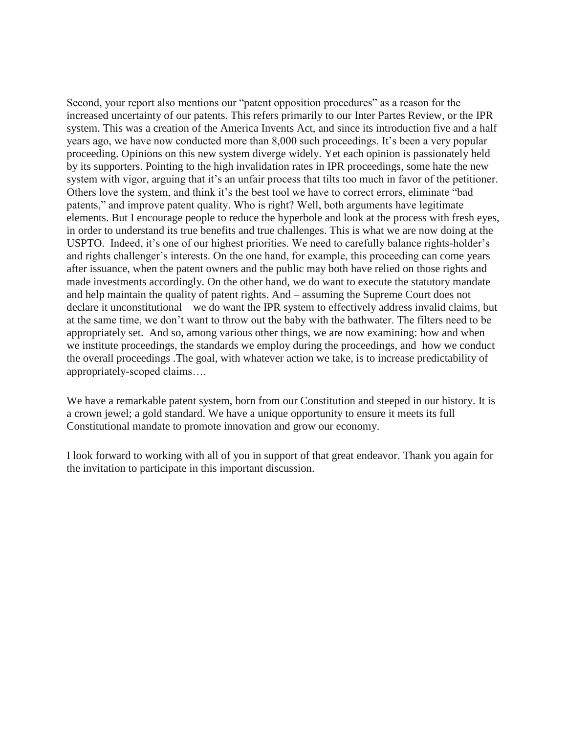Second, your report also mentions our "patent opposition procedures" as a reason for the increased uncertainty of our patents. This refers primarily to our Inter Partes Review, or the IPR system. This was a creation of the America Invents Act, and since its introduction five and a half years ago, we have now conducted more than 8,000 such proceedings. It's been a very popular proceeding. Opinions on this new system diverge widely. Yet each opinion is passionately held by its supporters. Pointing to the high invalidation rates in IPR proceedings, some hate the new system with vigor, arguing that it's an unfair process that tilts too much in favor of the petitioner. Others love the system, and think it's the best tool we have to correct errors, eliminate "bad patents," and improve patent quality. Who is right? Well, both arguments have legitimate elements. But I encourage people to reduce the hyperbole and look at the process with fresh eyes, in order to understand its true benefits and true challenges. This is what we are now doing at the USPTO. Indeed, it's one of our highest priorities. We need to carefully balance rights-holder's and rights challenger's interests. On the one hand, for example, this proceeding can come years after issuance, when the patent owners and the public may both have relied on those rights and made investments accordingly. On the other hand, we do want to execute the statutory mandate and help maintain the quality of patent rights. And – assuming the Supreme Court does not declare it unconstitutional – we do want the IPR system to effectively address invalid claims, but at the same time, we don't want to throw out the baby with the bathwater. The filters need to be appropriately set. And so, among various other things, we are now examining: how and when we institute proceedings, the standards we employ during the proceedings, and how we conduct the overall proceedings .The goal, with whatever action we take, is to increase predictability of appropriately-scoped claims….

We have a remarkable patent system, born from our Constitution and steeped in our history. It is a crown jewel; a gold standard. We have a unique opportunity to ensure it meets its full Constitutional mandate to promote innovation and grow our economy.

I look forward to working with all of you in support of that great endeavor. Thank you again for the invitation to participate in this important discussion.